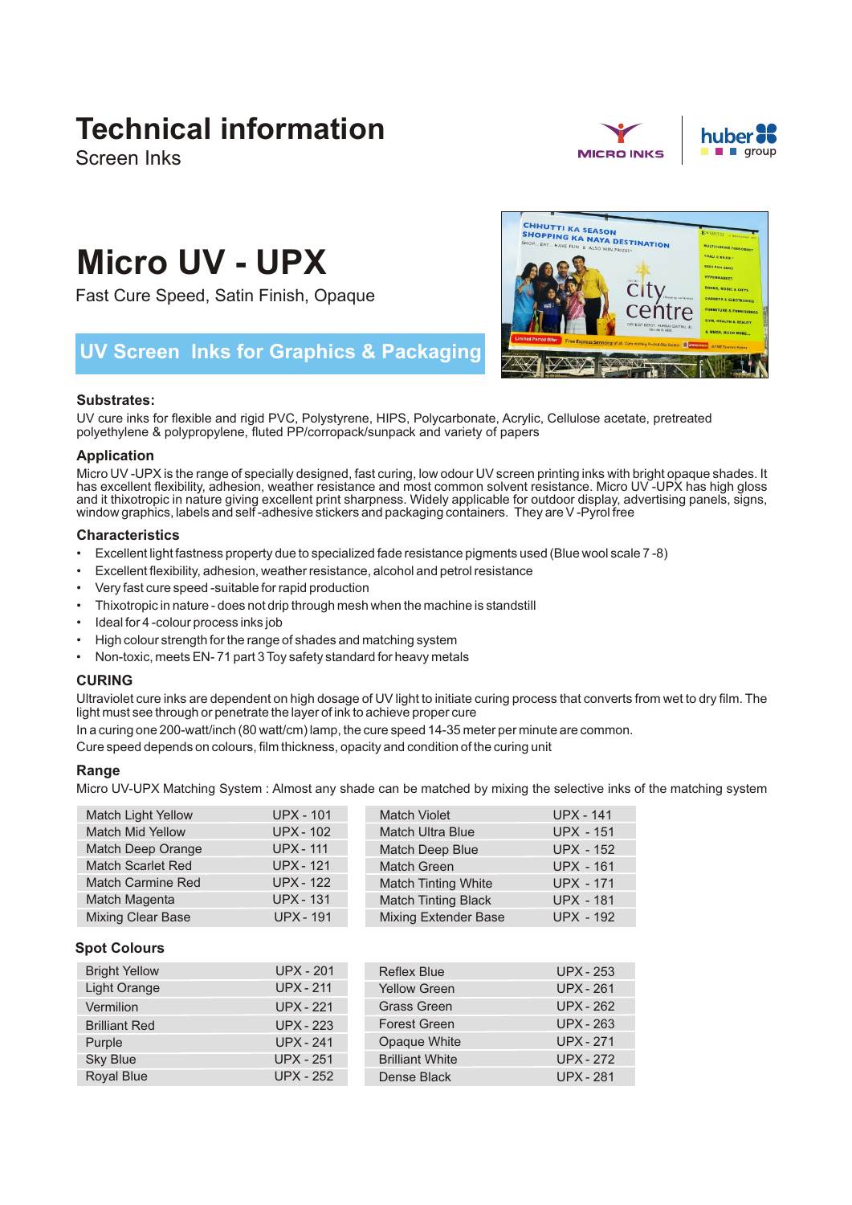# Technical information

Screen Inks

MICRO INKS | huber group

# Micro UV - UPX

Fast Cure Speed, Satin Finish, Opaque

## UV Screen Inks for Graphics & Packaging

### Substrates:

UV cure inks for flexible and rigid PVC, Polystyrene, HIPS, Polycarbonate, Acrylic, Cellulose acetate, pretreated polyethylene & polypropylene, fluted PP/corropack/sunpack and variety of papers

### Application

Micro UV -UPX is the range of specially designed, fast curing, low odour UV screen printing inks with bright opaque shades. It has excellent flexibility, adhesion, weather resistance and most common solvent resistance. Micro UV -UPX has high gloss and it thixotropic in nature giving excellent print sharpness. Widely applicable for outdoor display, advertising panels, signs, window graphics, labels and self -adhesive stickers and packaging containers. They are V -Pyrol free

### Characteristics

- Excellent light fastness property due to specialized fade resistance pigments used (Blue wool scale 7 -8)
- Excellent flexibility, adhesion, weather resistance, alcohol and petrol resistance
- Very fast cure speed -suitable for rapid production
- Thixotropic in nature - does not drip through mesh when the machine is standstill
- Ideal for 4 -colour process inks job
- High colour strength for the range of shades and matching system
- Non-toxic, meets EN- 71 part 3 Toy safety standard for heavy metals

### CURING

Ultraviolet cure inks are dependent on high dosage of UV light to initiate curing process that converts from wet to dry film. The light must see through or penetrate the layer of ink to achieve proper cure

In a curing one 200-watt/inch (80 watt/cm) lamp, the cure speed 14-35 meter per minute are common.

Cure speed depends on colours, film thickness, opacity and condition of the curing unit

### Range

Micro UV-UPX Matching System : Almost any shade can be matched by mixing the selective inks of the matching system

| Shade | Code | Shade | Code |
|---|---|---|---|
| Match Light Yellow | UPX - 101 | Match Violet | UPX - 141 |
| Match Mid Yellow | UPX - 102 | Match Ultra Blue | UPX - 151 |
| Match Deep Orange | UPX - 111 | Match Deep Blue | UPX - 152 |
| Match Scarlet Red | UPX - 121 | Match Green | UPX - 161 |
| Match Carmine Red | UPX - 122 | Match Tinting White | UPX - 171 |
| Match Magenta | UPX - 131 | Match Tinting Black | UPX - 181 |
| Mixing Clear Base | UPX - 191 | Mixing Extender Base | UPX - 192 |

### Spot Colours

| Shade | Code | Shade | Code |
|---|---|---|---|
| Bright Yellow | UPX - 201 | Reflex Blue | UPX - 253 |
| Light Orange | UPX - 211 | Yellow Green | UPX - 261 |
| Vermilion | UPX - 221 | Grass Green | UPX - 262 |
| Brilliant Red | UPX - 223 | Forest Green | UPX - 263 |
| Purple | UPX - 241 | Opaque White | UPX - 271 |
| Sky Blue | UPX - 251 | Brilliant White | UPX - 272 |
| Royal Blue | UPX - 252 | Dense Black | UPX - 281 |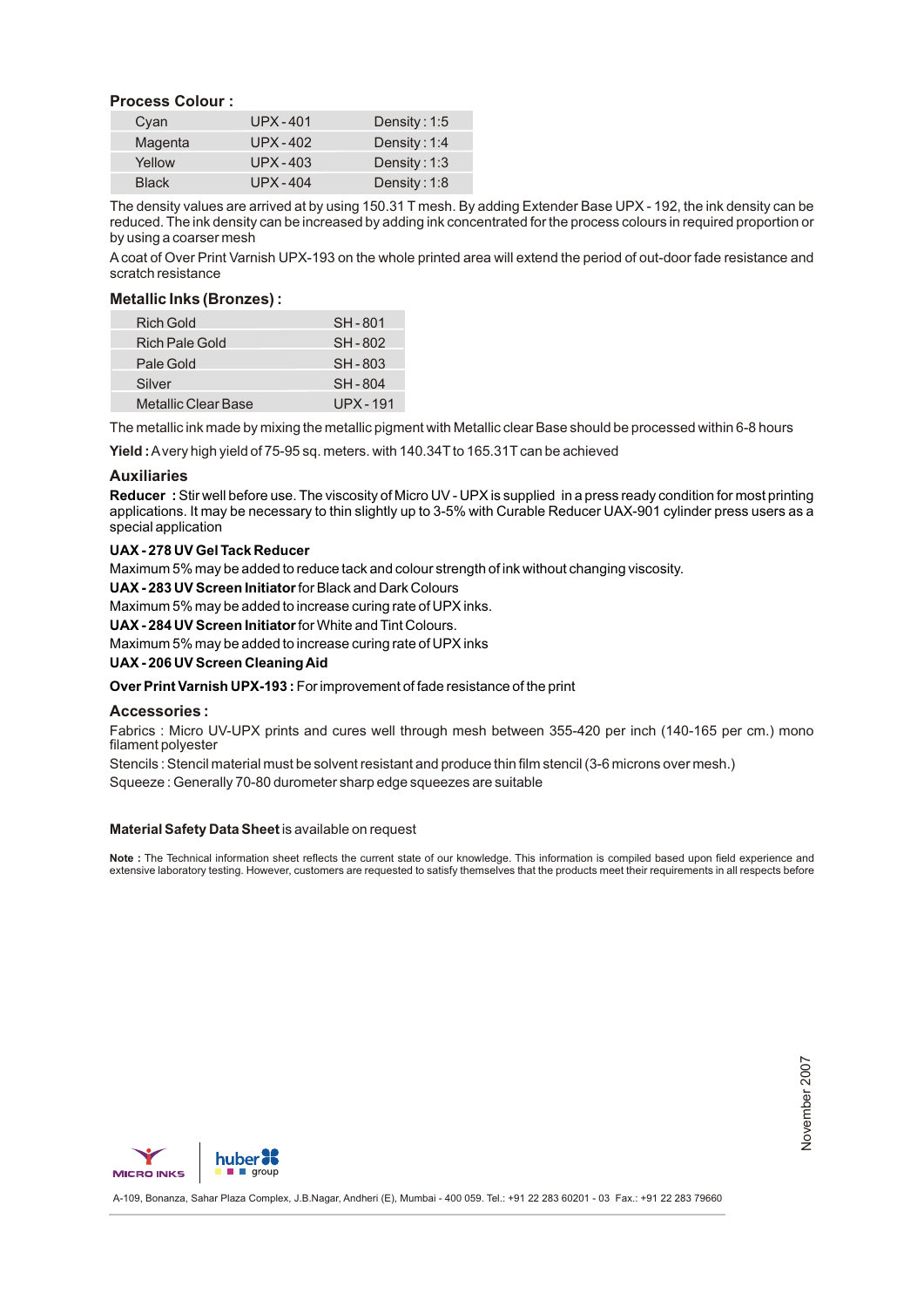**Process Colour :**

| | | |
|---|---|---|
| Cyan | UPX - 401 | Density : 1:5 |
| Magenta | UPX - 402 | Density : 1:4 |
| Yellow | UPX - 403 | Density : 1:3 |
| Black | UPX - 404 | Density : 1:8 |

The density values are arrived at by using 150.31 T mesh. By adding Extender Base UPX - 192, the ink density can be reduced. The ink density can be increased by adding ink concentrated for the process colours in required proportion or by using a coarser mesh

A coat of Over Print Varnish UPX-193 on the whole printed area will extend the period of out-door fade resistance and scratch resistance

**Metallic Inks (Bronzes) :**

| | |
|---|---|
| Rich Gold | SH - 801 |
| Rich Pale Gold | SH - 802 |
| Pale Gold | SH - 803 |
| Silver | SH - 804 |
| Metallic Clear Base | UPX - 191 |

The metallic ink made by mixing the metallic pigment with Metallic clear Base should be processed within 6-8 hours

**Yield :** A very high yield of 75-95 sq. meters. with 140.34T to 165.31T can be achieved

## Auxiliaries

**Reducer :** Stir well before use. The viscosity of Micro UV - UPX is supplied in a press ready condition for most printing applications. It may be necessary to thin slightly up to 3-5% with Curable Reducer UAX-901 cylinder press users as a special application

**UAX - 278 UV Gel Tack Reducer**

Maximum 5% may be added to reduce tack and colour strength of ink without changing viscosity.

**UAX - 283 UV Screen Initiator** for Black and Dark Colours

Maximum 5% may be added to increase curing rate of UPX inks.

**UAX - 284 UV Screen Initiator** for White and Tint Colours.

Maximum 5% may be added to increase curing rate of UPX inks

**UAX - 206 UV Screen Cleaning Aid**

**Over Print Varnish UPX-193 :** For improvement of fade resistance of the print

## Accessories :

Fabrics : Micro UV-UPX prints and cures well through mesh between 355-420 per inch (140-165 per cm.) mono filament polyester

Stencils : Stencil material must be solvent resistant and produce thin film stencil (3-6 microns over mesh.)

Squeeze : Generally 70-80 durometer sharp edge squeezes are suitable

**Material Safety Data Sheet** is available on request

**Note :** The Technical information sheet reflects the current state of our knowledge. This information is compiled based upon field experience and extensive laboratory testing. However, customers are requested to satisfy themselves that the products meet their requirements in all respects before

November 2007

MICRO INKS | huber group

A-109, Bonanza, Sahar Plaza Complex, J.B.Nagar, Andheri (E), Mumbai - 400 059. Tel.: +91 22 283 60201 - 03 Fax.: +91 22 283 79660